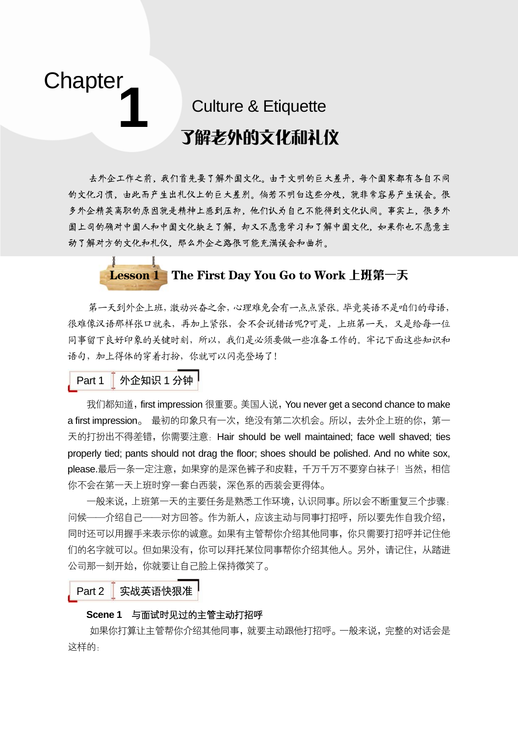# Chapter 1 Culture & Etiquette

# 了解老外的文化和礼仪

去外企工作之前，我们首先要了解外国文化。由于文明的巨大差异，每个国家都有各自不同的文化习惯，由此而产生出礼仪上的巨大差别。倘若不明白这些分歧，就非常容易产生误会。很多外企精英离职的原因就是精神上感到压抑，他们认为自己不能得到文化认同。事实上，很多外国上司的确对中国人和中国文化缺乏了解，却又不愿意学习和了解中国文化，如果你也不愿意主动了解对方的文化和礼仪，那么外企之路很可能充满误会和曲折。

## Lesson 1 The First Day You Go to Work 上班第一天

第一天到外企上班，激动兴奋之余，心理难免会有一点点紧张。毕竟英语不是咱们的母语，很难像汉语那样张口就来，再加上紧张，会不会说错话呢?可是，上班第一天，又是给每一位同事留下良好印象的关键时刻，所以，我们是必须要做一些准备工作的。牢记下面这些知识和语句，加上得体的穿着打扮，你就可以闪亮登场了！

### Part 1 外企知识 1 分钟

我们都知道，first impression 很重要。美国人说，You never get a second chance to make a first impression。 最初的印象只有一次，绝没有第二次机会。所以，去外企上班的你，第一天的打扮出不得差错，你需要注意：Hair should be well maintained; face well shaved; ties properly tied; pants should not drag the floor; shoes should be polished. And no white sox, please.最后一条一定注意，如果穿的是深色裤子和皮鞋，千万千万不要穿白袜子！当然，相信你不会在第一天上班时穿一套白西装，深色系的西装会更得体。

一般来说，上班第一天的主要任务是熟悉工作环境，认识同事。所以会不断重复三个步骤：问候——介绍自己——对方回答。作为新人，应该主动与同事打招呼，所以要先作自我介绍，同时还可以用握手来表示你的诚意。如果有主管帮你介绍其他同事，你只需要打招呼并记住他们的名字就可以。但如果没有，你可以拜托某位同事帮你介绍其他人。另外，请记住，从踏进公司那一刻开始，你就要让自己脸上保持微笑了。

### Part 2 实战英语快狠准

**Scene 1 与面试时见过的主管主动打招呼**

如果你打算让主管帮你介绍其他同事，就要主动跟他打招呼。一般来说，完整的对话会是这样的：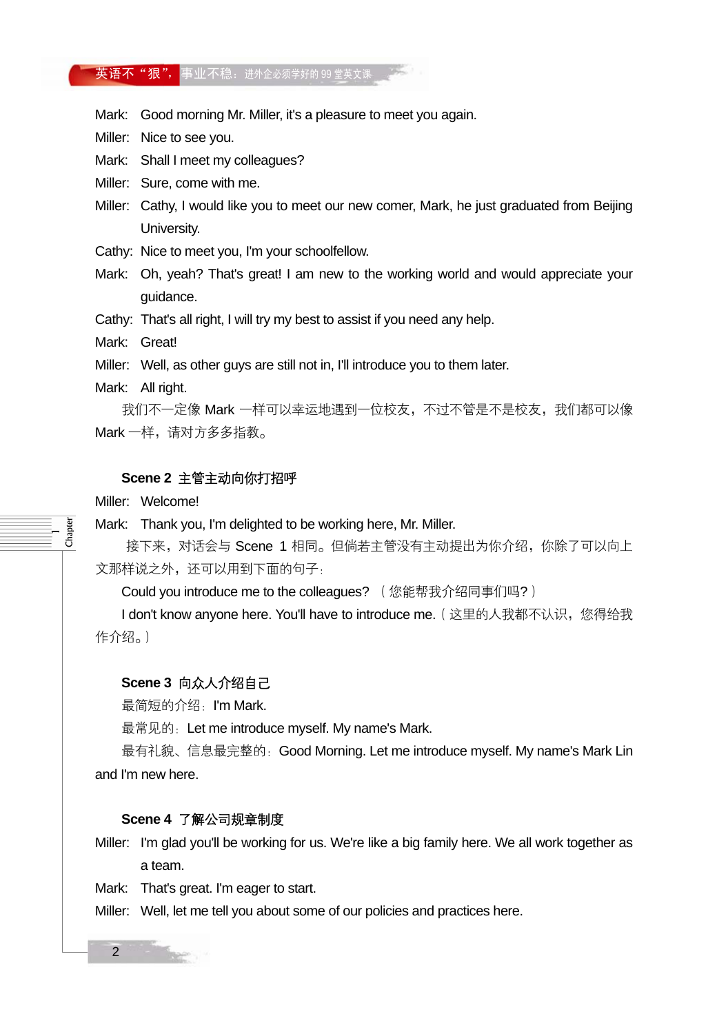Mark: Good morning Mr. Miller, it's a pleasure to meet you again.

Miller: Nice to see you.

Mark: Shall I meet my colleagues?

Miller: Sure, come with me.

Miller: Cathy, I would like you to meet our new comer, Mark, he just graduated from Beijing University.

Cathy: Nice to meet you, I'm your schoolfellow.

Mark: Oh, yeah? That's great! I am new to the working world and would appreciate your guidance.

Cathy: That's all right, I will try my best to assist if you need any help.

Mark: Great!

Miller: Well, as other guys are still not in, I'll introduce you to them later.

Mark: All right.

我们不一定像 Mark 一样可以幸运地遇到一位校友，不过不管是不是校友，我们都可以像 Mark 一样，请对方多多指教。

**Scene 2 主管主动向你打招呼**

Miller: Welcome!

Mark: Thank you, I'm delighted to be working here, Mr. Miller.

接下来，对话会与 Scene 1 相同。但倘若主管没有主动提出为你介绍，你除了可以向上文那样说之外，还可以用到下面的句子：

Could you introduce me to the colleagues? （您能帮我介绍同事们吗?）

I don't know anyone here. You'll have to introduce me.（这里的人我都不认识，您得给我作介绍。）

**Scene 3 向众人介绍自己**

最简短的介绍：I'm Mark.

最常见的：Let me introduce myself. My name's Mark.

最有礼貌、信息最完整的：Good Morning. Let me introduce myself. My name's Mark Lin and I'm new here.

**Scene 4 了解公司规章制度**

Miller: I'm glad you'll be working for us. We're like a big family here. We all work together as a team.

Mark: That's great. I'm eager to start.

Miller: Well, let me tell you about some of our policies and practices here.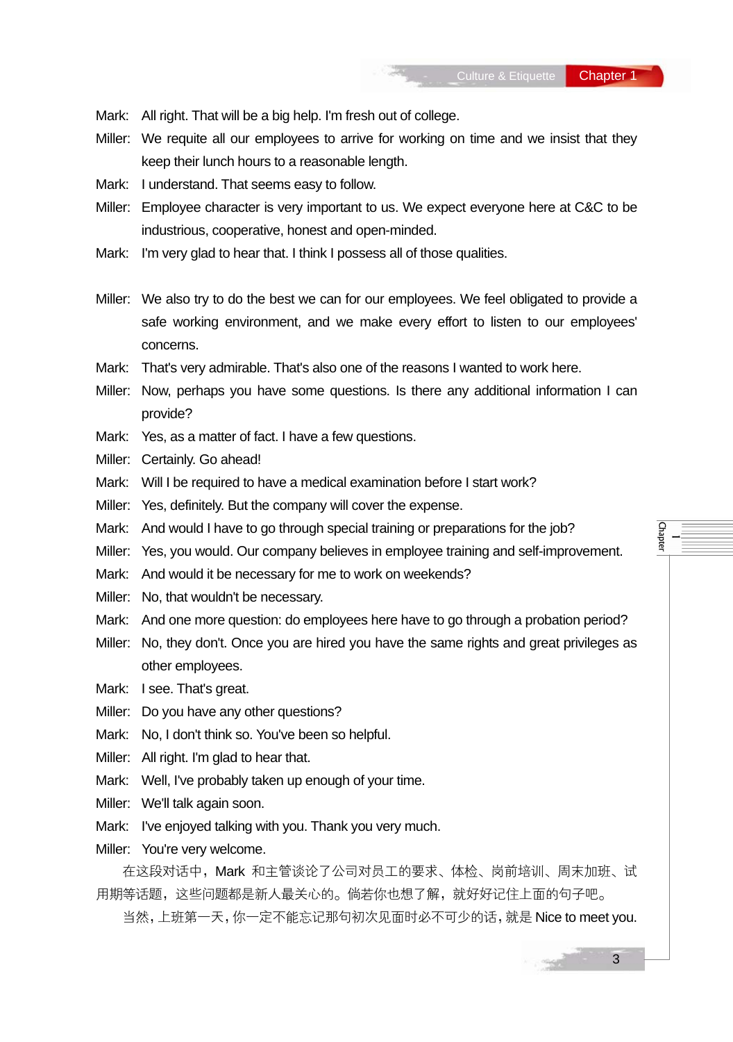Mark: All right. That will be a big help. I'm fresh out of college.

Miller: We requite all our employees to arrive for working on time and we insist that they keep their lunch hours to a reasonable length.

Mark: I understand. That seems easy to follow.

Miller: Employee character is very important to us. We expect everyone here at C&C to be industrious, cooperative, honest and open-minded.

Mark: I'm very glad to hear that. I think I possess all of those qualities.

Miller: We also try to do the best we can for our employees. We feel obligated to provide a safe working environment, and we make every effort to listen to our employees' concerns.

Mark: That's very admirable. That's also one of the reasons I wanted to work here.

Miller: Now, perhaps you have some questions. Is there any additional information I can provide?

Mark: Yes, as a matter of fact. I have a few questions.

Miller: Certainly. Go ahead!

Mark: Will I be required to have a medical examination before I start work?

Miller: Yes, definitely. But the company will cover the expense.

Mark: And would I have to go through special training or preparations for the job?

Miller: Yes, you would. Our company believes in employee training and self-improvement.

Mark: And would it be necessary for me to work on weekends?

Miller: No, that wouldn't be necessary.

Mark: And one more question: do employees here have to go through a probation period?

Miller: No, they don't. Once you are hired you have the same rights and great privileges as other employees.

Mark: I see. That's great.

Miller: Do you have any other questions?

Mark: No, I don't think so. You've been so helpful.

Miller: All right. I'm glad to hear that.

Mark: Well, I've probably taken up enough of your time.

Miller: We'll talk again soon.

Mark: I've enjoyed talking with you. Thank you very much.

Miller: You're very welcome.

在这段对话中，Mark 和主管谈论了公司对员工的要求、体检、岗前培训、周末加班、试用期等话题，这些问题都是新人最关心的。倘若你也想了解，就好好记住上面的句子吧。

当然，上班第一天，你一定不能忘记那句初次见面时必不可少的话，就是 Nice to meet you.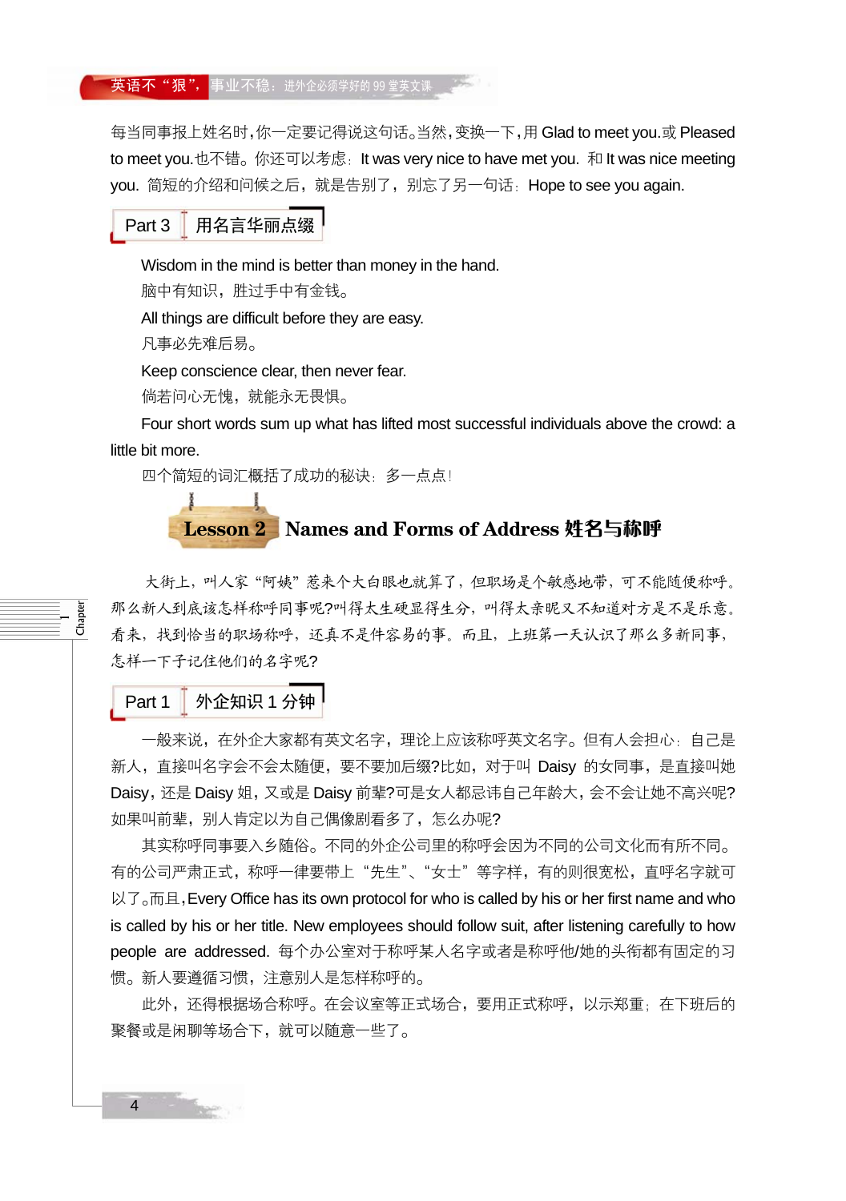每当同事报上姓名时,你一定要记得说这句话。当然,变换一下,用 Glad to meet you.或 Pleased to meet you.也不错。你还可以考虑：It was very nice to have met you. 和 It was nice meeting you. 简短的介绍和问候之后，就是告别了，别忘了另一句话：Hope to see you again.

### Part 3　用名言华丽点缀

Wisdom in the mind is better than money in the hand.

脑中有知识，胜过手中有金钱。

All things are difficult before they are easy.

凡事必先难后易。

Keep conscience clear, then never fear.

倘若问心无愧，就能永无畏惧。

Four short words sum up what has lifted most successful individuals above the crowd: a little bit more.

四个简短的词汇概括了成功的秘诀：多一点点！

## Lesson 2　Names and Forms of Address 姓名与称呼

大街上，叫人家“阿姨”惹来个大白眼也就算了，但职场是个敏感地带，可不能随便称呼。那么新人到底该怎样称呼同事呢?叫得太生硬显得生分，叫得太亲昵又不知道对方是不是乐意。看来，找到恰当的职场称呼，还真不是件容易的事。而且，上班第一天认识了那么多新同事，怎样一下子记住他们的名字呢?

### Part 1　外企知识 1 分钟

一般来说，在外企大家都有英文名字，理论上应该称呼英文名字。但有人会担心：自己是新人，直接叫名字会不会太随便，要不要加后缀?比如，对于叫 Daisy 的女同事，是直接叫她 Daisy，还是 Daisy 姐，又或是 Daisy 前辈?可是女人都忌讳自己年龄大，会不会让她不高兴呢?如果叫前辈，别人肯定以为自己偶像剧看多了，怎么办呢?

其实称呼同事要入乡随俗。不同的外企公司里的称呼会因为不同的公司文化而有所不同。有的公司严肃正式，称呼一律要带上“先生”、“女士”等字样，有的则很宽松，直呼名字就可以了。而且，Every Office has its own protocol for who is called by his or her first name and who is called by his or her title. New employees should follow suit, after listening carefully to how people are addressed. 每个办公室对于称呼某人名字或者是称呼他/她的头衔都有固定的习惯。新人要遵循习惯，注意别人是怎样称呼的。

此外，还得根据场合称呼。在会议室等正式场合，要用正式称呼，以示郑重；在下班后的聚餐或是闲聊等场合下，就可以随意一些了。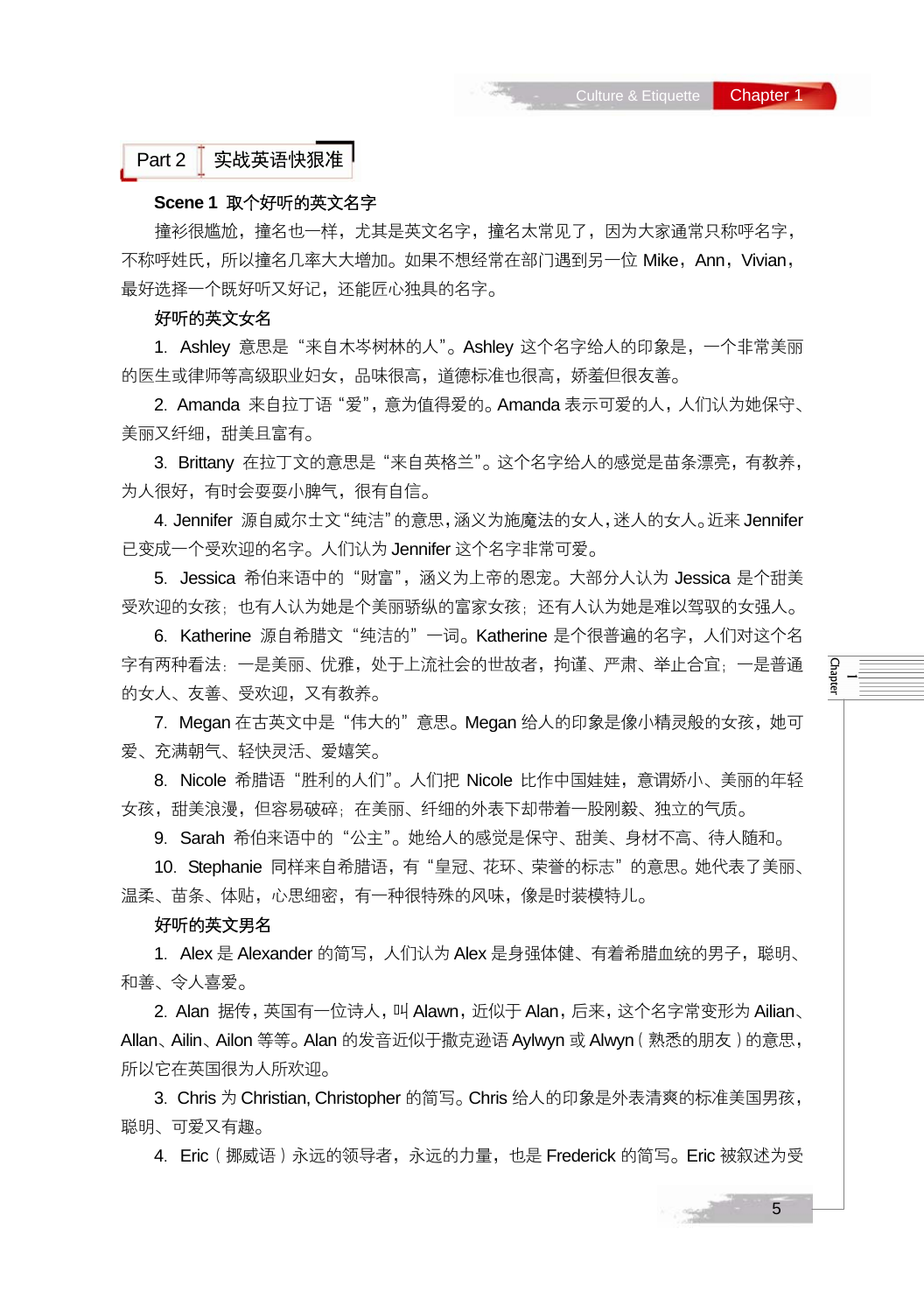## Part 2 实战英语快狠准

### Scene 1 取个好听的英文名字

撞衫很尴尬，撞名也一样，尤其是英文名字，撞名太常见了，因为大家通常只称呼名字，不称呼姓氏，所以撞名几率大大增加。如果不想经常在部门遇到另一位 Mike，Ann，Vivian，最好选择一个既好听又好记，还能匠心独具的名字。

**好听的英文女名**

1. Ashley 意思是“来自木岑树林的人”。Ashley 这个名字给人的印象是，一个非常美丽的医生或律师等高级职业妇女，品味很高，道德标准也很高，娇羞但很友善。

2. Amanda 来自拉丁语“爱”，意为值得爱的。Amanda 表示可爱的人，人们认为她保守、美丽又纤细，甜美且富有。

3. Brittany 在拉丁文的意思是“来自英格兰”。这个名字给人的感觉是苗条漂亮，有教养，为人很好，有时会耍耍小脾气，很有自信。

4. Jennifer 源自威尔士文“纯洁”的意思，涵义为施魔法的女人，迷人的女人。近来 Jennifer 已变成一个受欢迎的名字。人们认为 Jennifer 这个名字非常可爱。

5. Jessica 希伯来语中的“财富”，涵义为上帝的恩宠。大部分人认为 Jessica 是个甜美受欢迎的女孩；也有人认为她是个美丽骄纵的富家女孩；还有人认为她是难以驾驭的女强人。

6. Katherine 源自希腊文“纯洁的”一词。Katherine 是个很普遍的名字，人们对这个名字有两种看法：一是美丽、优雅，处于上流社会的世故者，拘谨、严肃、举止合宜；一是普通的女人、友善、受欢迎，又有教养。

7. Megan 在古英文中是“伟大的”意思。Megan 给人的印象是像小精灵般的女孩，她可爱、充满朝气、轻快灵活、爱嬉笑。

8. Nicole 希腊语“胜利的人们”。人们把 Nicole 比作中国娃娃，意谓娇小、美丽的年轻女孩，甜美浪漫，但容易破碎；在美丽、纤细的外表下却带着一股刚毅、独立的气质。

9. Sarah 希伯来语中的“公主”。她给人的感觉是保守、甜美、身材不高、待人随和。

10. Stephanie 同样来自希腊语，有“皇冠、花环、荣誉的标志”的意思。她代表了美丽、温柔、苗条、体贴，心思细密，有一种很特殊的风味，像是时装模特儿。

**好听的英文男名**

1. Alex 是 Alexander 的简写，人们认为 Alex 是身强体健、有着希腊血统的男子，聪明、和善、令人喜爱。

2. Alan 据传，英国有一位诗人，叫 Alawn，近似于 Alan，后来，这个名字常变形为 Ailian、Allan、Ailin、Ailon 等等。Alan 的发音近似于撒克逊语 Aylwyn 或 Alwyn（熟悉的朋友）的意思，所以它在英国很为人所欢迎。

3. Chris 为 Christian, Christopher 的简写。Chris 给人的印象是外表清爽的标准美国男孩，聪明、可爱又有趣。

4. Eric（挪威语）永远的领导者，永远的力量，也是 Frederick 的简写。Eric 被叙述为受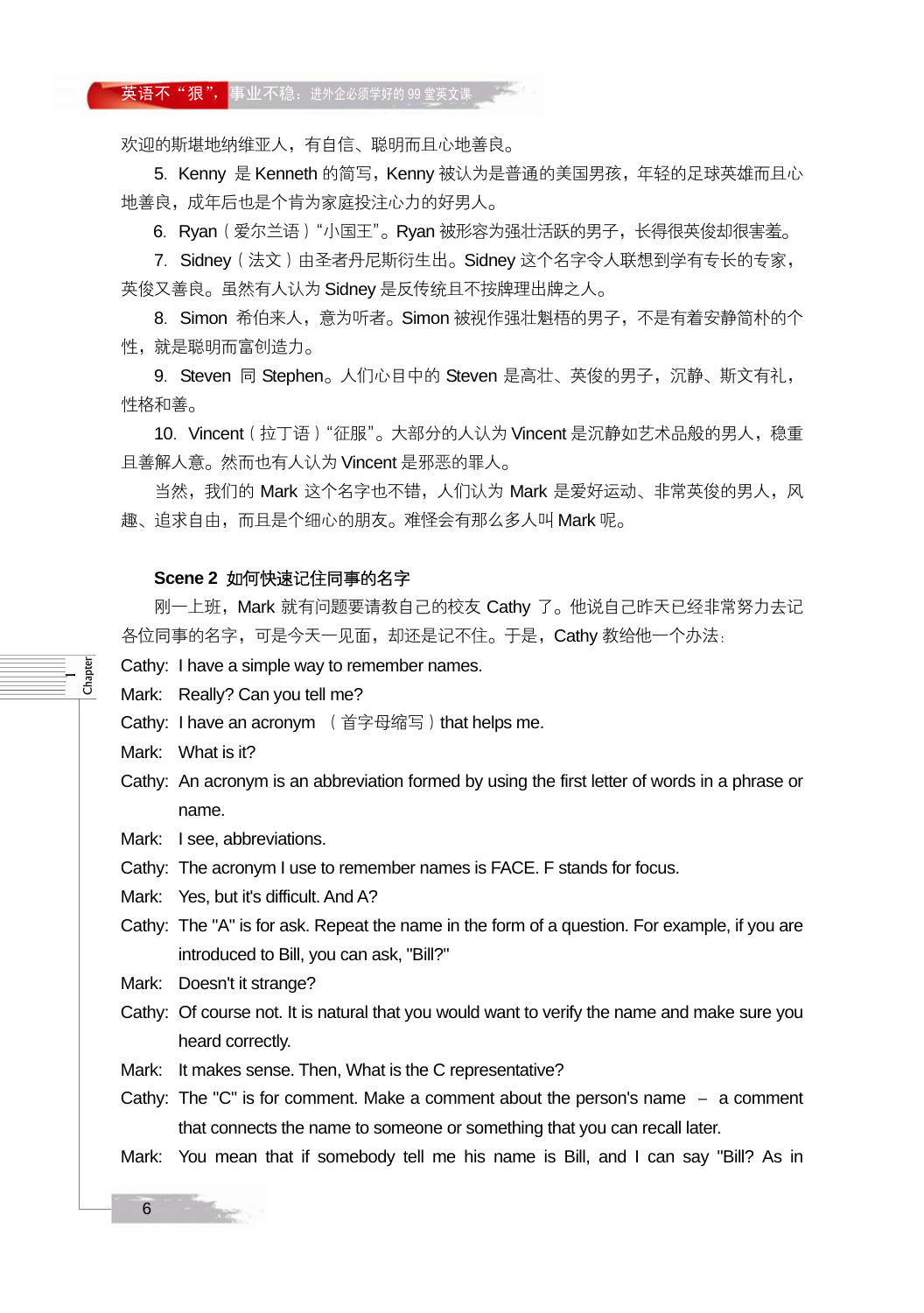欢迎的斯堪地纳维亚人，有自信、聪明而且心地善良。

5. Kenny 是 Kenneth 的简写，Kenny 被认为是普通的美国男孩，年轻的足球英雄而且心地善良，成年后也是个肯为家庭投注心力的好男人。

6. Ryan（爱尔兰语）“小国王”。Ryan 被形容为强壮活跃的男子，长得很英俊却很害羞。

7. Sidney（法文）由圣者丹尼斯衍生出。Sidney 这个名字令人联想到学有专长的专家，英俊又善良。虽然有人认为 Sidney 是反传统且不按牌理出牌之人。

8. Simon 希伯来人，意为听者。Simon 被视作强壮魁梧的男子，不是有着安静简朴的个性，就是聪明而富创造力。

9. Steven 同 Stephen。人们心目中的 Steven 是高壮、英俊的男子，沉静、斯文有礼，性格和善。

10. Vincent（拉丁语）“征服”。大部分的人认为 Vincent 是沉静如艺术品般的男人，稳重且善解人意。然而也有人认为 Vincent 是邪恶的罪人。

当然，我们的 Mark 这个名字也不错，人们认为 Mark 是爱好运动、非常英俊的男人，风趣、追求自由，而且是个细心的朋友。难怪会有那么多人叫 Mark 呢。

**Scene 2 如何快速记住同事的名字**

刚一上班，Mark 就有问题要请教自己的校友 Cathy 了。他说自己昨天已经非常努力去记各位同事的名字，可是今天一见面，却还是记不住。于是，Cathy 教给他一个办法：

Cathy: I have a simple way to remember names.

Mark: Really? Can you tell me?

Cathy: I have an acronym （首字母缩写）that helps me.

Mark: What is it?

Cathy: An acronym is an abbreviation formed by using the first letter of words in a phrase or name.

Mark: I see, abbreviations.

Cathy: The acronym I use to remember names is FACE. F stands for focus.

Mark: Yes, but it's difficult. And A?

Cathy: The "A" is for ask. Repeat the name in the form of a question. For example, if you are introduced to Bill, you can ask, "Bill?"

Mark: Doesn't it strange?

Cathy: Of course not. It is natural that you would want to verify the name and make sure you heard correctly.

Mark: It makes sense. Then, What is the C representative?

Cathy: The "C" is for comment. Make a comment about the person's name – a comment that connects the name to someone or something that you can recall later.

Mark: You mean that if somebody tell me his name is Bill, and I can say "Bill? As in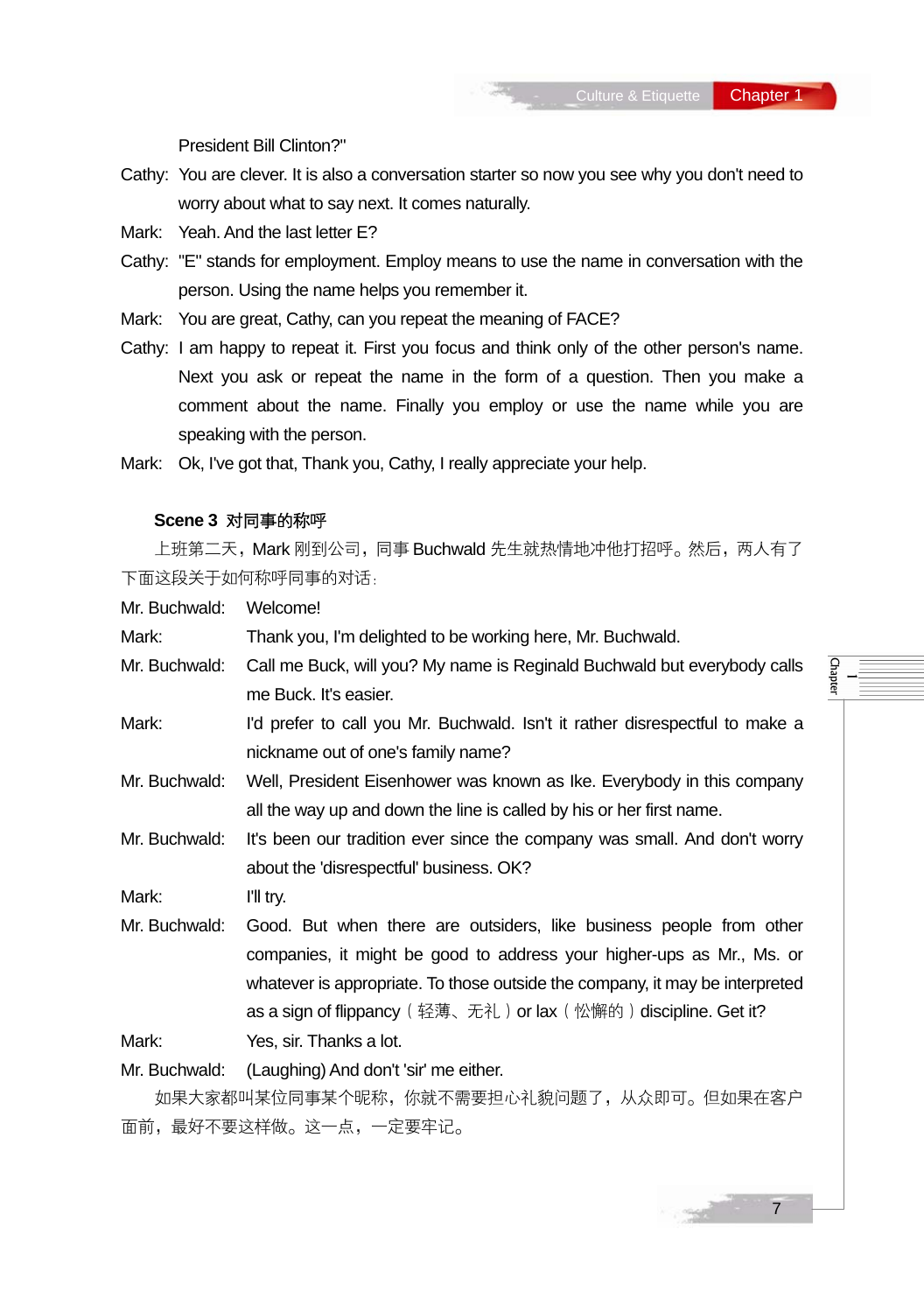President Bill Clinton?"

Cathy: You are clever. It is also a conversation starter so now you see why you don't need to worry about what to say next. It comes naturally.

Mark: Yeah. And the last letter E?

Cathy: "E" stands for employment. Employ means to use the name in conversation with the person. Using the name helps you remember it.

Mark: You are great, Cathy, can you repeat the meaning of FACE?

Cathy: I am happy to repeat it. First you focus and think only of the other person's name. Next you ask or repeat the name in the form of a question. Then you make a comment about the name. Finally you employ or use the name while you are speaking with the person.

Mark: Ok, I've got that, Thank you, Cathy, I really appreciate your help.

### Scene 3 对同事的称呼

上班第二天，Mark 刚到公司，同事 Buchwald 先生就热情地冲他打招呼。然后，两人有了下面这段关于如何称呼同事的对话：

Mr. Buchwald: Welcome!

Mark: Thank you, I'm delighted to be working here, Mr. Buchwald.

Mr. Buchwald: Call me Buck, will you? My name is Reginald Buchwald but everybody calls me Buck. It's easier.

Mark: I'd prefer to call you Mr. Buchwald. Isn't it rather disrespectful to make a nickname out of one's family name?

Mr. Buchwald: Well, President Eisenhower was known as Ike. Everybody in this company all the way up and down the line is called by his or her first name.

Mr. Buchwald: It's been our tradition ever since the company was small. And don't worry about the 'disrespectful' business. OK?

Mark: I'll try.

Mr. Buchwald: Good. But when there are outsiders, like business people from other companies, it might be good to address your higher-ups as Mr., Ms. or whatever is appropriate. To those outside the company, it may be interpreted as a sign of flippancy（轻薄、无礼）or lax（松懈的）discipline. Get it?

Mark: Yes, sir. Thanks a lot.

Mr. Buchwald: (Laughing) And don't 'sir' me either.

如果大家都叫某位同事某个昵称，你就不需要担心礼貌问题了，从众即可。但如果在客户面前，最好不要这样做。这一点，一定要牢记。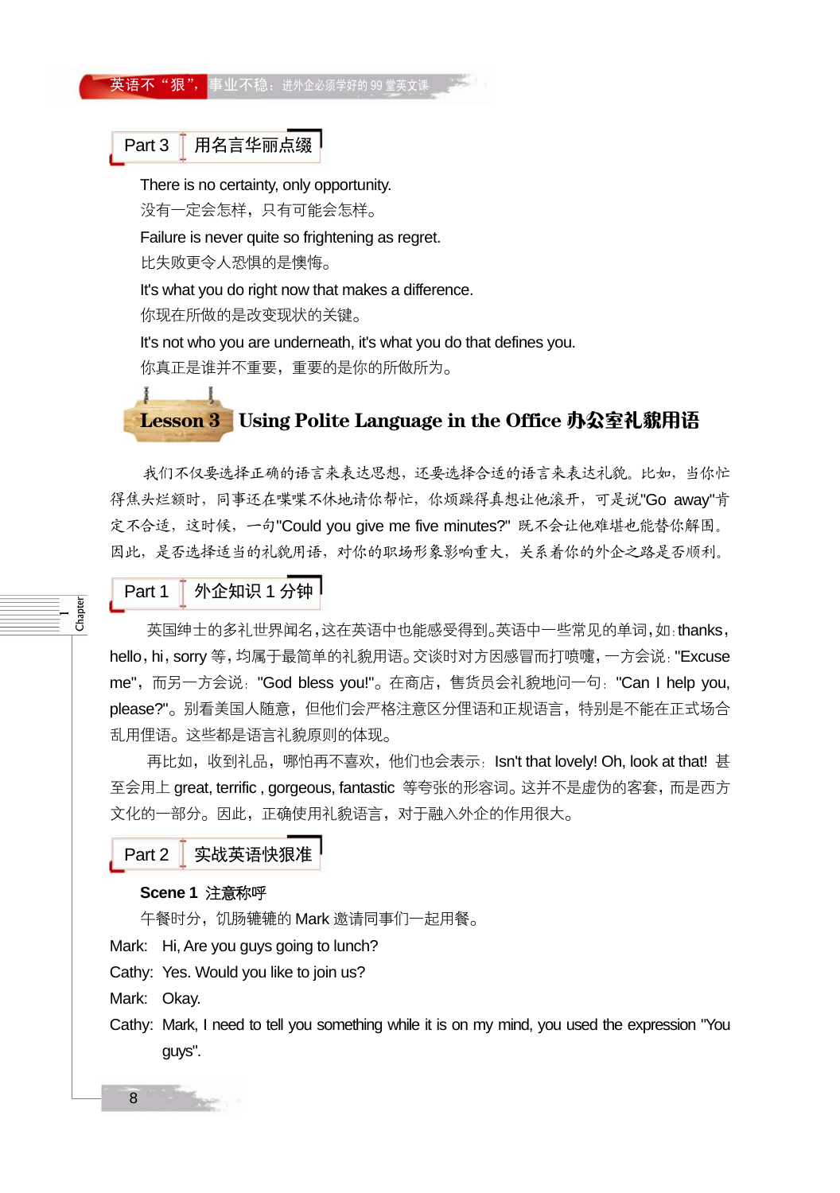## Part 3 用名言华丽点缀

There is no certainty, only opportunity.
没有一定会怎样，只有可能会怎样。

Failure is never quite so frightening as regret.
比失败更令人恐惧的是懊悔。

It's what you do right now that makes a difference.
你现在所做的是改变现状的关键。

It's not who you are underneath, it's what you do that defines you.
你真正是谁并不重要，重要的是你的所做所为。

# Lesson 3 Using Polite Language in the Office 办公室礼貌用语

我们不仅要选择正确的语言来表达思想，还要选择合适的语言来表达礼貌。比如，当你忙得焦头烂额时，同事还在喋喋不休地请你帮忙，你烦躁得真想让他滚开，可是说"Go away"肯定不合适，这时候，一句"Could you give me five minutes?" 既不会让他难堪也能替你解围。因此，是否选择适当的礼貌用语，对你的职场形象影响重大，关系着你的外企之路是否顺利。

## Part 1 外企知识 1 分钟

英国绅士的多礼世界闻名，这在英语中也能感受得到。英语中一些常见的单词，如：thanks，hello，hi，sorry 等，均属于最简单的礼貌用语。交谈时对方因感冒而打喷嚏，一方会说："Excuse me"，而另一方会说："God bless you!"。在商店，售货员会礼貌地问一句："Can I help you, please?"。别看美国人随意，但他们会严格注意区分俚语和正规语言，特别是不能在正式场合乱用俚语。这些都是语言礼貌原则的体现。

再比如，收到礼品，哪怕再不喜欢，他们也会表示：Isn't that lovely! Oh, look at that! 甚至会用上 great, terrific , gorgeous, fantastic 等夸张的形容词。这并不是虚伪的客套，而是西方文化的一部分。因此，正确使用礼貌语言，对于融入外企的作用很大。

## Part 2 实战英语快狠准

**Scene 1 注意称呼**

午餐时分，饥肠辘辘的 Mark 邀请同事们一起用餐。

Mark: Hi, Are you guys going to lunch?

Cathy: Yes. Would you like to join us?

Mark: Okay.

Cathy: Mark, I need to tell you something while it is on my mind, you used the expression "You guys".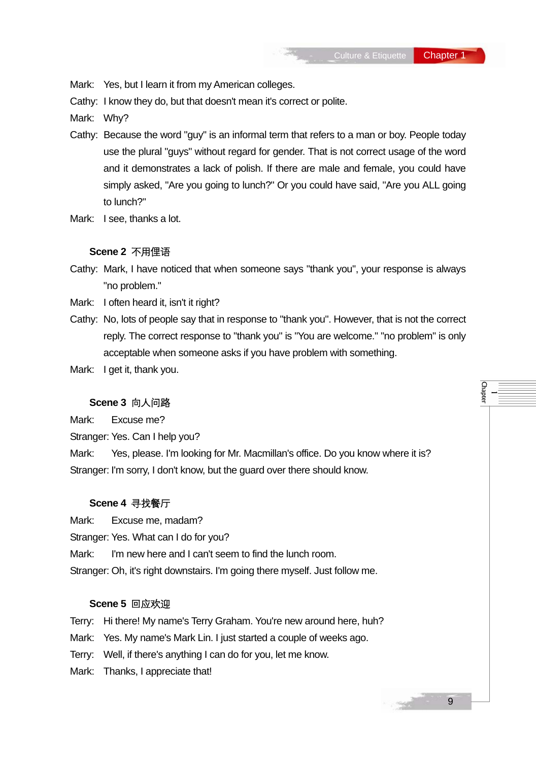Mark: Yes, but I learn it from my American colleges.

Cathy: I know they do, but that doesn't mean it's correct or polite.

Mark: Why?

Cathy: Because the word "guy" is an informal term that refers to a man or boy. People today use the plural "guys" without regard for gender. That is not correct usage of the word and it demonstrates a lack of polish. If there are male and female, you could have simply asked, "Are you going to lunch?" Or you could have said, "Are you ALL going to lunch?"

Mark: I see, thanks a lot.

**Scene 2** 不用俚语

Cathy: Mark, I have noticed that when someone says "thank you", your response is always "no problem."

Mark: I often heard it, isn't it right?

Cathy: No, lots of people say that in response to "thank you". However, that is not the correct reply. The correct response to "thank you" is "You are welcome." "no problem" is only acceptable when someone asks if you have problem with something.

Mark: I get it, thank you.

**Scene 3** 向人问路

Mark: Excuse me?

Stranger: Yes. Can I help you?

Mark: Yes, please. I'm looking for Mr. Macmillan's office. Do you know where it is?

Stranger: I'm sorry, I don't know, but the guard over there should know.

**Scene 4** 寻找餐厅

Mark: Excuse me, madam?

Stranger: Yes. What can I do for you?

Mark: I'm new here and I can't seem to find the lunch room.

Stranger: Oh, it's right downstairs. I'm going there myself. Just follow me.

**Scene 5** 回应欢迎

Terry: Hi there! My name's Terry Graham. You're new around here, huh?

Mark: Yes. My name's Mark Lin. I just started a couple of weeks ago.

Terry: Well, if there's anything I can do for you, let me know.

Mark: Thanks, I appreciate that!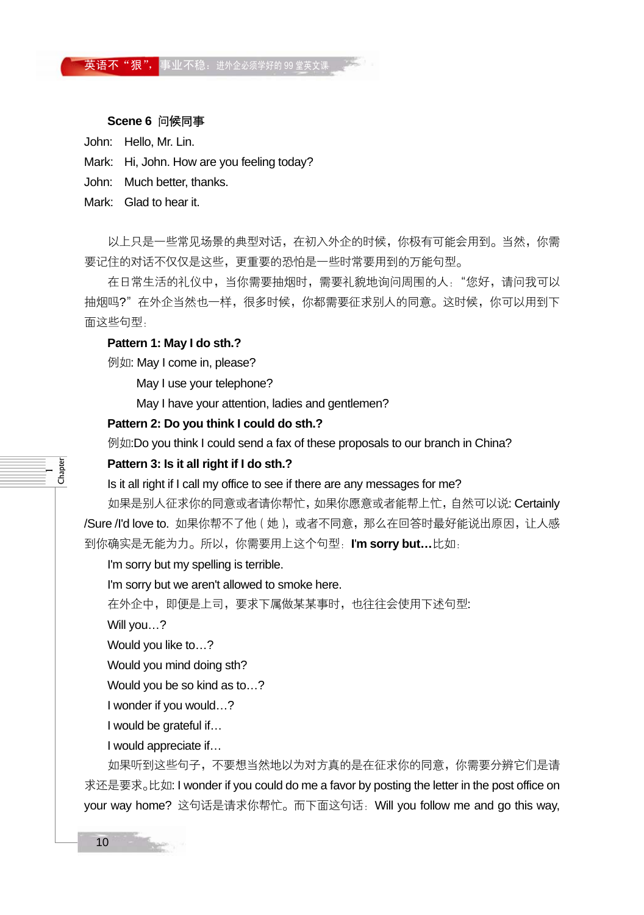**Scene 6 问候同事**

John: Hello, Mr. Lin.

Mark: Hi, John. How are you feeling today?

John: Much better, thanks.

Mark: Glad to hear it.

以上只是一些常见场景的典型对话，在初入外企的时候，你极有可能会用到。当然，你需要记住的对话不仅仅是这些，更重要的恐怕是一些时常要用到的万能句型。

在日常生活的礼仪中，当你需要抽烟时，需要礼貌地询问周围的人："您好，请问我可以抽烟吗?"在外企当然也一样，很多时候，你都需要征求别人的同意。这时候，你可以用到下面这些句型：

**Pattern 1: May I do sth.?**

例如: May I come in, please?

May I use your telephone?

May I have your attention, ladies and gentlemen?

**Pattern 2: Do you think I could do sth.?**

例如:Do you think I could send a fax of these proposals to our branch in China?

**Pattern 3: Is it all right if I do sth.?**

Is it all right if I call my office to see if there are any messages for me?

如果是别人征求你的同意或者请你帮忙，如果你愿意或者能帮上忙，自然可以说: Certainly /Sure /I'd love to. 如果你帮不了他（她），或者不同意，那么在回答时最好能说出原因，让人感到你确实是无能为力。所以，你需要用上这个句型：**I'm sorry but…**比如：

I'm sorry but my spelling is terrible.

I'm sorry but we aren't allowed to smoke here.

在外企中，即便是上司，要求下属做某某事时，也往往会使用下述句型:

Will you…?

Would you like to…?

Would you mind doing sth?

Would you be so kind as to…?

I wonder if you would…?

I would be grateful if…

I would appreciate if…

如果听到这些句子，不要想当然地以为对方真的是在征求你的同意，你需要分辨它们是请求还是要求。比如: I wonder if you could do me a favor by posting the letter in the post office on your way home? 这句话是请求你帮忙。而下面这句话：Will you follow me and go this way,